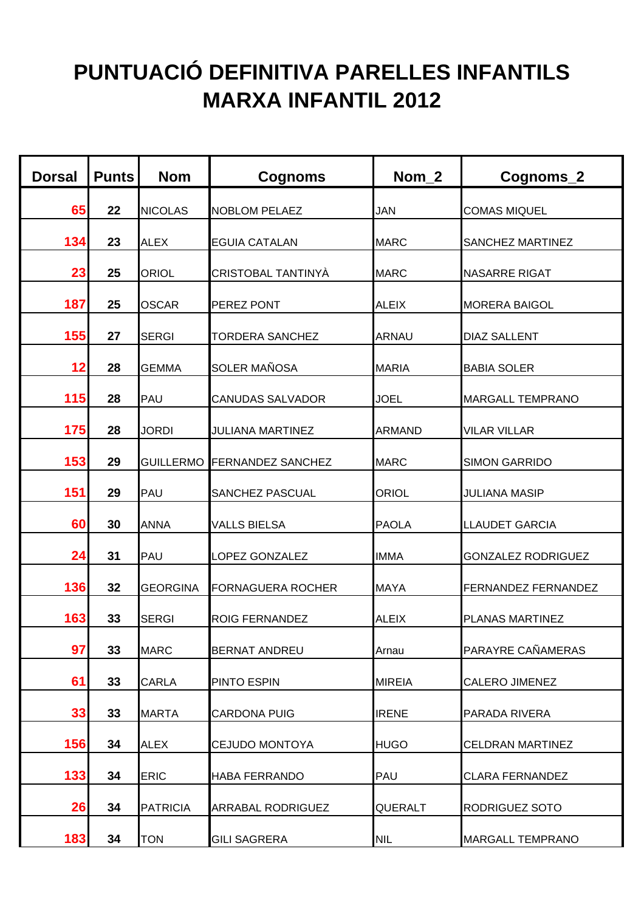# PUNTUACIÓ DEFINITIVA PARELLES INFANTILS
# MARXA INFANTIL 2012

| Dorsal | Punts | Nom | Cognoms | Nom_2 | Cognoms_2 |
|---|---|---|---|---|---|
| 65 | 22 | NICOLAS | NOBLOM PELAEZ | JAN | COMAS MIQUEL |
| 134 | 23 | ALEX | EGUIA CATALAN | MARC | SANCHEZ MARTINEZ |
| 23 | 25 | ORIOL | CRISTOBAL TANTINYÀ | MARC | NASARRE RIGAT |
| 187 | 25 | OSCAR | PEREZ PONT | ALEIX | MORERA BAIGOL |
| 155 | 27 | SERGI | TORDERA SANCHEZ | ARNAU | DIAZ SALLENT |
| 12 | 28 | GEMMA | SOLER MAÑOSA | MARIA | BABIA SOLER |
| 115 | 28 | PAU | CANUDAS SALVADOR | JOEL | MARGALL TEMPRANO |
| 175 | 28 | JORDI | JULIANA MARTINEZ | ARMAND | VILAR VILLAR |
| 153 | 29 | GUILLERMO | FERNANDEZ SANCHEZ | MARC | SIMON GARRIDO |
| 151 | 29 | PAU | SANCHEZ PASCUAL | ORIOL | JULIANA MASIP |
| 60 | 30 | ANNA | VALLS BIELSA | PAOLA | LLAUDET GARCIA |
| 24 | 31 | PAU | LOPEZ GONZALEZ | IMMA | GONZALEZ RODRIGUEZ |
| 136 | 32 | GEORGINA | FORNAGUERA ROCHER | MAYA | FERNANDEZ FERNANDEZ |
| 163 | 33 | SERGI | ROIG FERNANDEZ | ALEIX | PLANAS MARTINEZ |
| 97 | 33 | MARC | BERNAT ANDREU | Arnau | PARAYRE CAÑAMERAS |
| 61 | 33 | CARLA | PINTO ESPIN | MIREIA | CALERO JIMENEZ |
| 33 | 33 | MARTA | CARDONA PUIG | IRENE | PARADA RIVERA |
| 156 | 34 | ALEX | CEJUDO MONTOYA | HUGO | CELDRAN MARTINEZ |
| 133 | 34 | ERIC | HABA FERRANDO | PAU | CLARA FERNANDEZ |
| 26 | 34 | PATRICIA | ARRABAL RODRIGUEZ | QUERALT | RODRIGUEZ SOTO |
| 183 | 34 | TON | GILI SAGRERA | NIL | MARGALL TEMPRANO |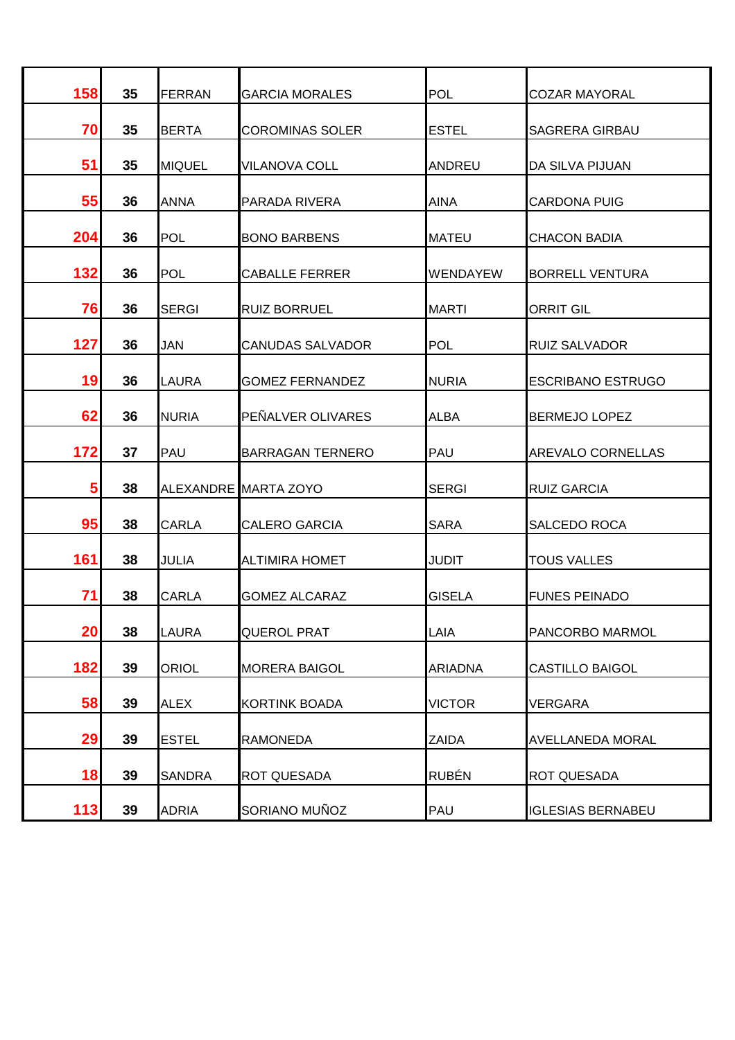| | | | | | |
|---|---|---|---|---|---|
| 158 | 35 | FERRAN | GARCIA MORALES | POL | COZAR MAYORAL |
| 70 | 35 | BERTA | COROMINAS SOLER | ESTEL | SAGRERA GIRBAU |
| 51 | 35 | MIQUEL | VILANOVA COLL | ANDREU | DA SILVA PIJUAN |
| 55 | 36 | ANNA | PARADA RIVERA | AINA | CARDONA PUIG |
| 204 | 36 | POL | BONO BARBENS | MATEU | CHACON BADIA |
| 132 | 36 | POL | CABALLE FERRER | WENDAYEW | BORRELL VENTURA |
| 76 | 36 | SERGI | RUIZ BORRUEL | MARTI | ORRIT GIL |
| 127 | 36 | JAN | CANUDAS SALVADOR | POL | RUIZ SALVADOR |
| 19 | 36 | LAURA | GOMEZ FERNANDEZ | NURIA | ESCRIBANO ESTRUGO |
| 62 | 36 | NURIA | PEÑALVER OLIVARES | ALBA | BERMEJO LOPEZ |
| 172 | 37 | PAU | BARRAGAN TERNERO | PAU | AREVALO CORNELLAS |
| 5 | 38 | ALEXANDRE | MARTA ZOYO | SERGI | RUIZ GARCIA |
| 95 | 38 | CARLA | CALERO GARCIA | SARA | SALCEDO ROCA |
| 161 | 38 | JULIA | ALTIMIRA HOMET | JUDIT | TOUS VALLES |
| 71 | 38 | CARLA | GOMEZ ALCARAZ | GISELA | FUNES PEINADO |
| 20 | 38 | LAURA | QUEROL PRAT | LAIA | PANCORBO MARMOL |
| 182 | 39 | ORIOL | MORERA BAIGOL | ARIADNA | CASTILLO BAIGOL |
| 58 | 39 | ALEX | KORTINK BOADA | VICTOR | VERGARA |
| 29 | 39 | ESTEL | RAMONEDA | ZAIDA | AVELLANEDA MORAL |
| 18 | 39 | SANDRA | ROT QUESADA | RUBÉN | ROT QUESADA |
| 113 | 39 | ADRIA | SORIANO MUÑOZ | PAU | IGLESIAS BERNABEU |